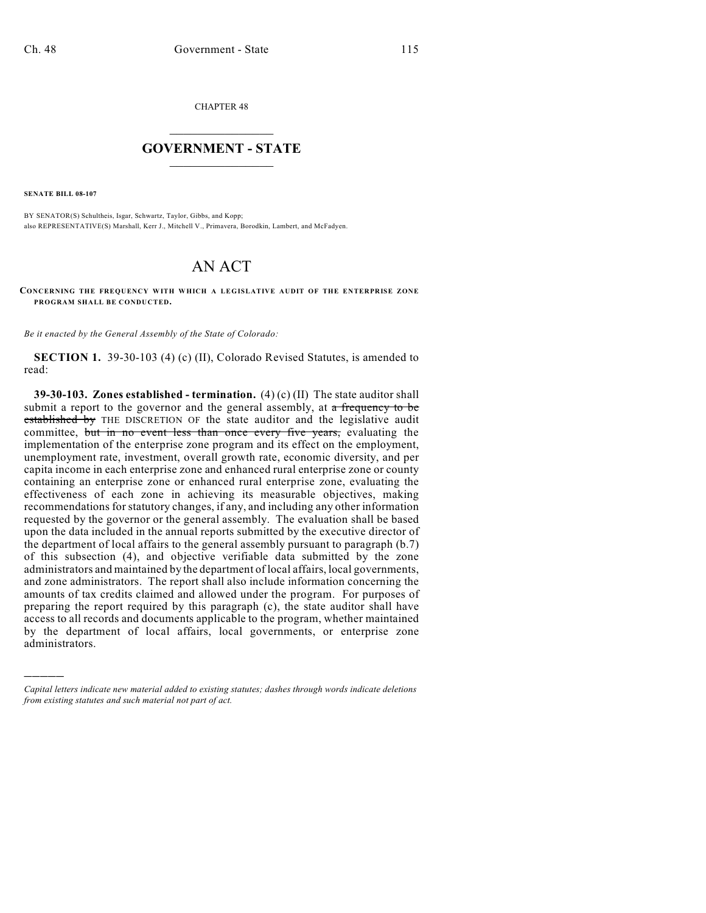CHAPTER 48

# GOVERNMENT - STATE

**SENATE BILL 08-107**

BY SENATOR(S) Schultheis, Isgar, Schwartz, Taylor, Gibbs, and Kopp;
also REPRESENTATIVE(S) Marshall, Kerr J., Mitchell V., Primavera, Borodkin, Lambert, and McFadyen.

# AN ACT

**CONCERNING THE FREQUENCY WITH WHICH A LEGISLATIVE AUDIT OF THE ENTERPRISE ZONE PROGRAM SHALL BE CONDUCTED.**

*Be it enacted by the General Assembly of the State of Colorado:*

**SECTION 1.** 39-30-103 (4) (c) (II), Colorado Revised Statutes, is amended to read:

**39-30-103. Zones established - termination.** (4) (c) (II) The state auditor shall submit a report to the governor and the general assembly, at ~~a frequency to be established by~~ THE DISCRETION OF the state auditor and the legislative audit committee, ~~but in no event less than once every five years,~~ evaluating the implementation of the enterprise zone program and its effect on the employment, unemployment rate, investment, overall growth rate, economic diversity, and per capita income in each enterprise zone and enhanced rural enterprise zone or county containing an enterprise zone or enhanced rural enterprise zone, evaluating the effectiveness of each zone in achieving its measurable objectives, making recommendations for statutory changes, if any, and including any other information requested by the governor or the general assembly. The evaluation shall be based upon the data included in the annual reports submitted by the executive director of the department of local affairs to the general assembly pursuant to paragraph (b.7) of this subsection (4), and objective verifiable data submitted by the zone administrators and maintained by the department of local affairs, local governments, and zone administrators. The report shall also include information concerning the amounts of tax credits claimed and allowed under the program. For purposes of preparing the report required by this paragraph (c), the state auditor shall have access to all records and documents applicable to the program, whether maintained by the department of local affairs, local governments, or enterprise zone administrators.

---

*Capital letters indicate new material added to existing statutes; dashes through words indicate deletions from existing statutes and such material not part of act.*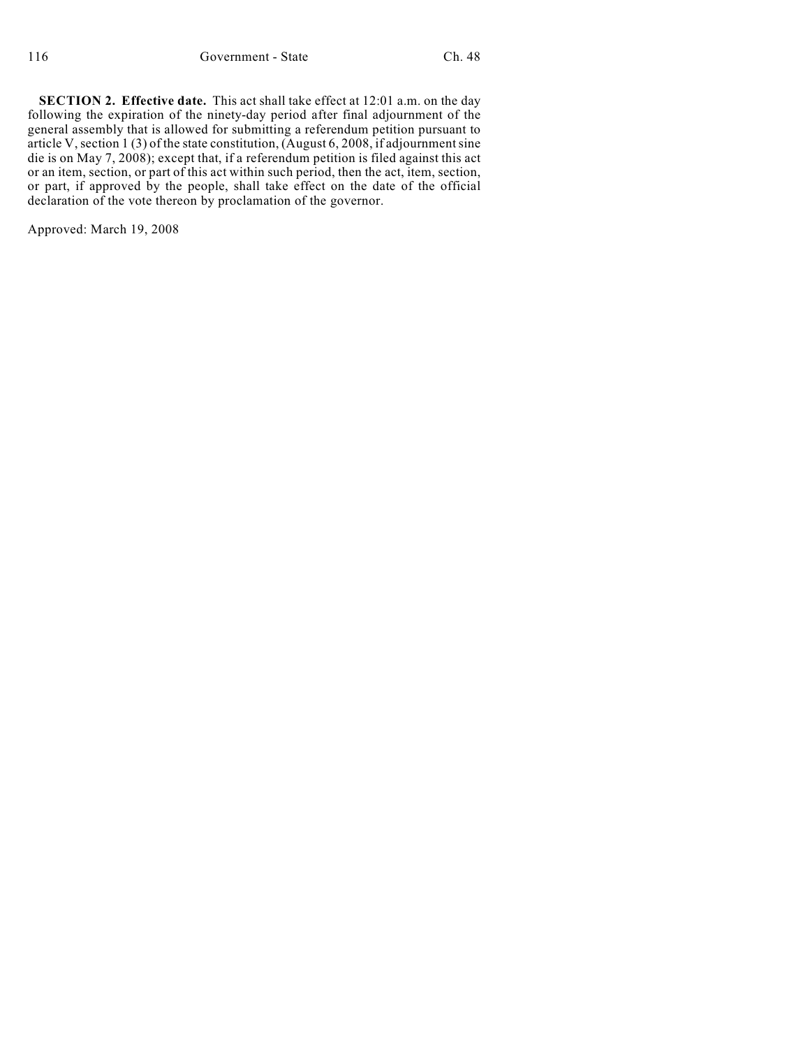**SECTION 2. Effective date.** This act shall take effect at 12:01 a.m. on the day following the expiration of the ninety-day period after final adjournment of the general assembly that is allowed for submitting a referendum petition pursuant to article V, section 1 (3) of the state constitution, (August 6, 2008, if adjournment sine die is on May 7, 2008); except that, if a referendum petition is filed against this act or an item, section, or part of this act within such period, then the act, item, section, or part, if approved by the people, shall take effect on the date of the official declaration of the vote thereon by proclamation of the governor.

Approved: March 19, 2008